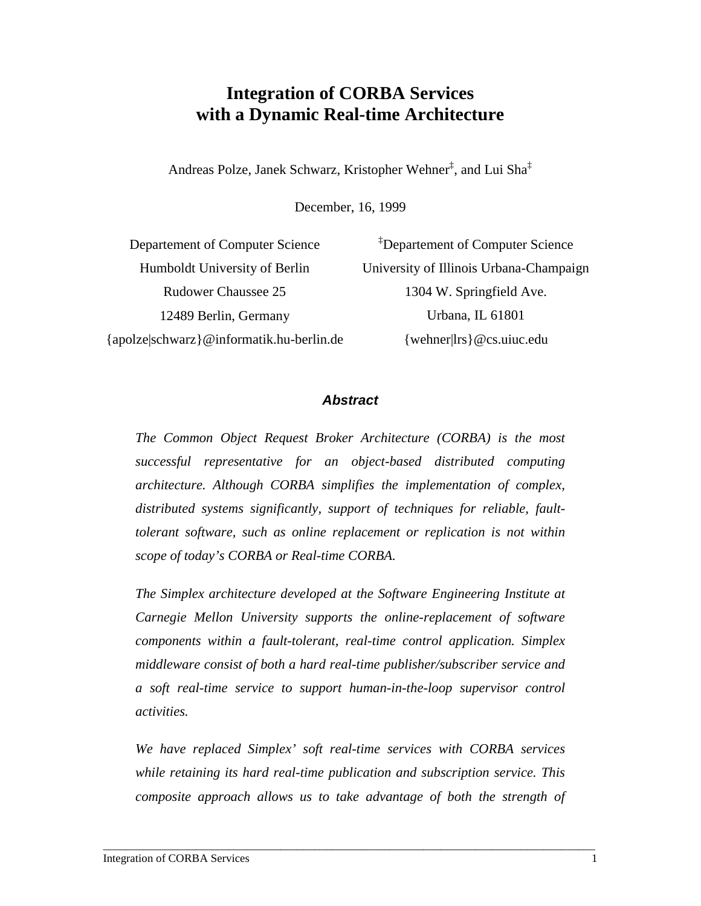# Integration of CORBA Services with a Dynamic Real-time Architecture

Andreas Polze, Janek Schwarz, Kristopher Wehner[‡], and Lui Sha[‡]

December, 16, 1999

Departement of Computer Science
Humboldt University of Berlin
Rudower Chaussee 25
12489 Berlin, Germany
{apolze|schwarz}@informatik.hu-berlin.de

[‡]Departement of Computer Science
University of Illinois Urbana-Champaign
1304 W. Springfield Ave.
Urbana, IL 61801
{wehner|lrs}@cs.uiuc.edu

## Abstract

*The Common Object Request Broker Architecture (CORBA) is the most successful representative for an object-based distributed computing architecture. Although CORBA simplifies the implementation of complex, distributed systems significantly, support of techniques for reliable, fault-tolerant software, such as online replacement or replication is not within scope of today's CORBA or Real-time CORBA.*

*The Simplex architecture developed at the Software Engineering Institute at Carnegie Mellon University supports the online-replacement of software components within a fault-tolerant, real-time control application. Simplex middleware consist of both a hard real-time publisher/subscriber service and a soft real-time service to support human-in-the-loop supervisor control activities.*

*We have replaced Simplex' soft real-time services with CORBA services while retaining its hard real-time publication and subscription service. This composite approach allows us to take advantage of both the strength of*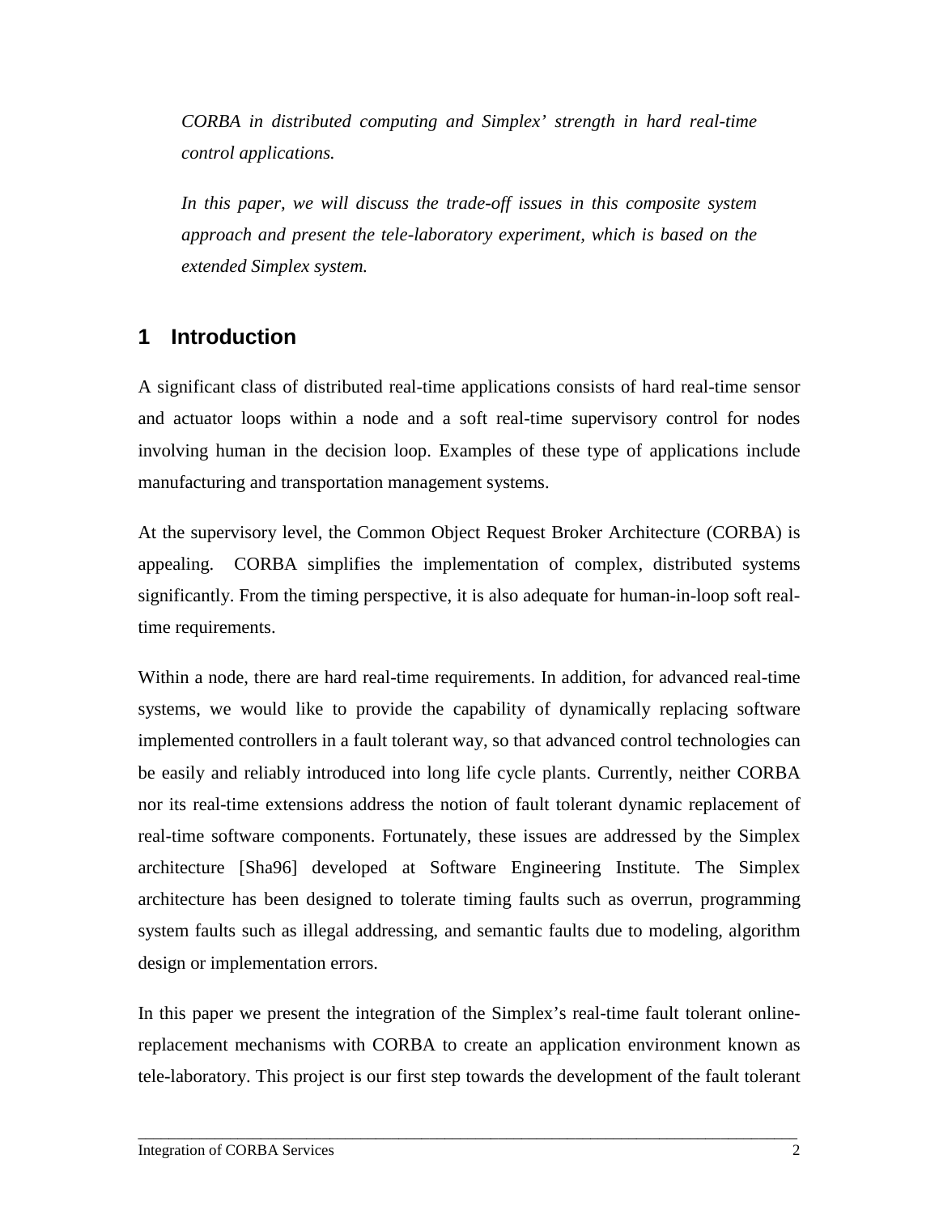*CORBA in distributed computing and Simplex' strength in hard real-time control applications.*

*In this paper, we will discuss the trade-off issues in this composite system approach and present the tele-laboratory experiment, which is based on the extended Simplex system.*

## 1 Introduction

A significant class of distributed real-time applications consists of hard real-time sensor and actuator loops within a node and a soft real-time supervisory control for nodes involving human in the decision loop. Examples of these type of applications include manufacturing and transportation management systems.

At the supervisory level, the Common Object Request Broker Architecture (CORBA) is appealing. CORBA simplifies the implementation of complex, distributed systems significantly. From the timing perspective, it is also adequate for human-in-loop soft real-time requirements.

Within a node, there are hard real-time requirements. In addition, for advanced real-time systems, we would like to provide the capability of dynamically replacing software implemented controllers in a fault tolerant way, so that advanced control technologies can be easily and reliably introduced into long life cycle plants. Currently, neither CORBA nor its real-time extensions address the notion of fault tolerant dynamic replacement of real-time software components. Fortunately, these issues are addressed by the Simplex architecture [Sha96] developed at Software Engineering Institute. The Simplex architecture has been designed to tolerate timing faults such as overrun, programming system faults such as illegal addressing, and semantic faults due to modeling, algorithm design or implementation errors.

In this paper we present the integration of the Simplex's real-time fault tolerant online-replacement mechanisms with CORBA to create an application environment known as tele-laboratory. This project is our first step towards the development of the fault tolerant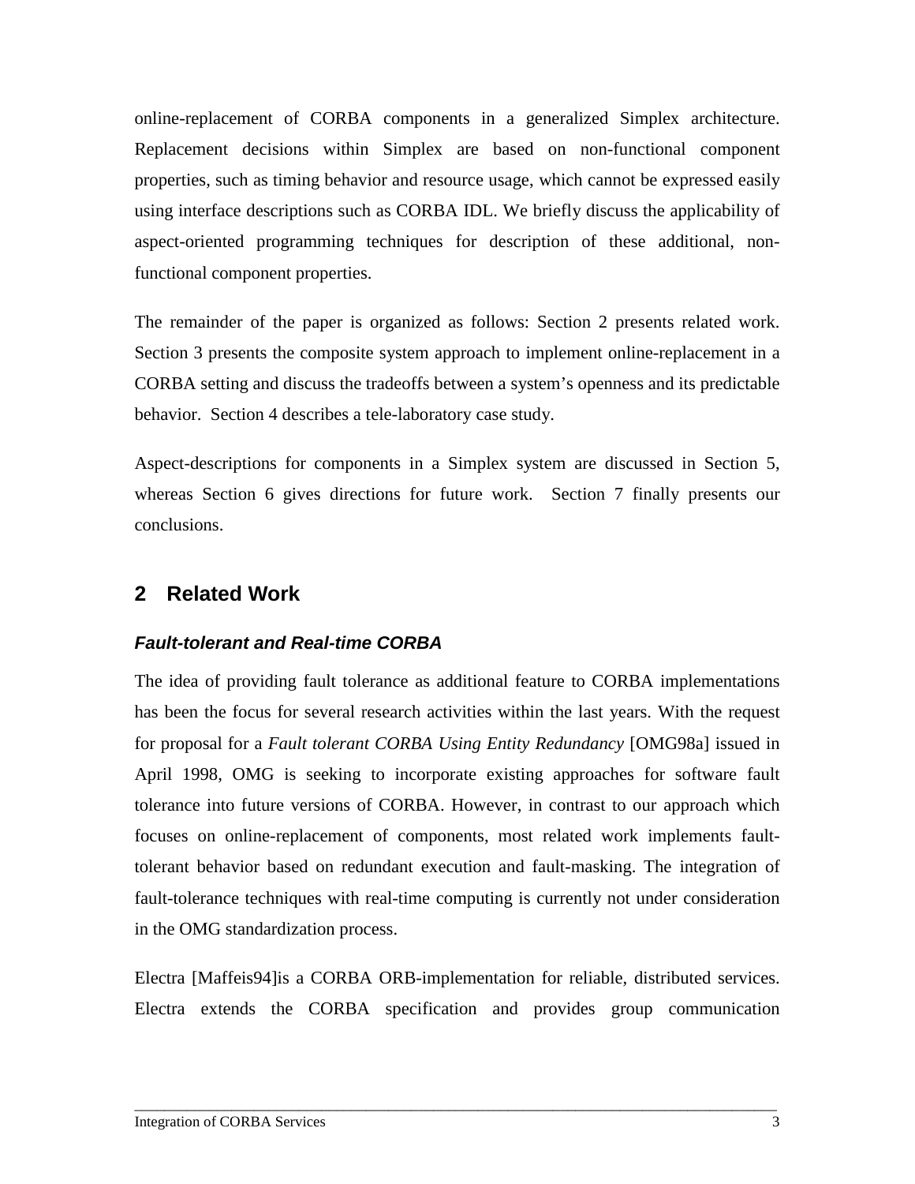online-replacement of CORBA components in a generalized Simplex architecture. Replacement decisions within Simplex are based on non-functional component properties, such as timing behavior and resource usage, which cannot be expressed easily using interface descriptions such as CORBA IDL. We briefly discuss the applicability of aspect-oriented programming techniques for description of these additional, non-functional component properties.

The remainder of the paper is organized as follows: Section 2 presents related work. Section 3 presents the composite system approach to implement online-replacement in a CORBA setting and discuss the tradeoffs between a system's openness and its predictable behavior. Section 4 describes a tele-laboratory case study.

Aspect-descriptions for components in a Simplex system are discussed in Section 5, whereas Section 6 gives directions for future work. Section 7 finally presents our conclusions.

## 2 Related Work

### *Fault-tolerant and Real-time CORBA*

The idea of providing fault tolerance as additional feature to CORBA implementations has been the focus for several research activities within the last years. With the request for proposal for a *Fault tolerant CORBA Using Entity Redundancy* [OMG98a] issued in April 1998, OMG is seeking to incorporate existing approaches for software fault tolerance into future versions of CORBA. However, in contrast to our approach which focuses on online-replacement of components, most related work implements fault-tolerant behavior based on redundant execution and fault-masking. The integration of fault-tolerance techniques with real-time computing is currently not under consideration in the OMG standardization process.

Electra [Maffeis94]is a CORBA ORB-implementation for reliable, distributed services. Electra extends the CORBA specification and provides group communication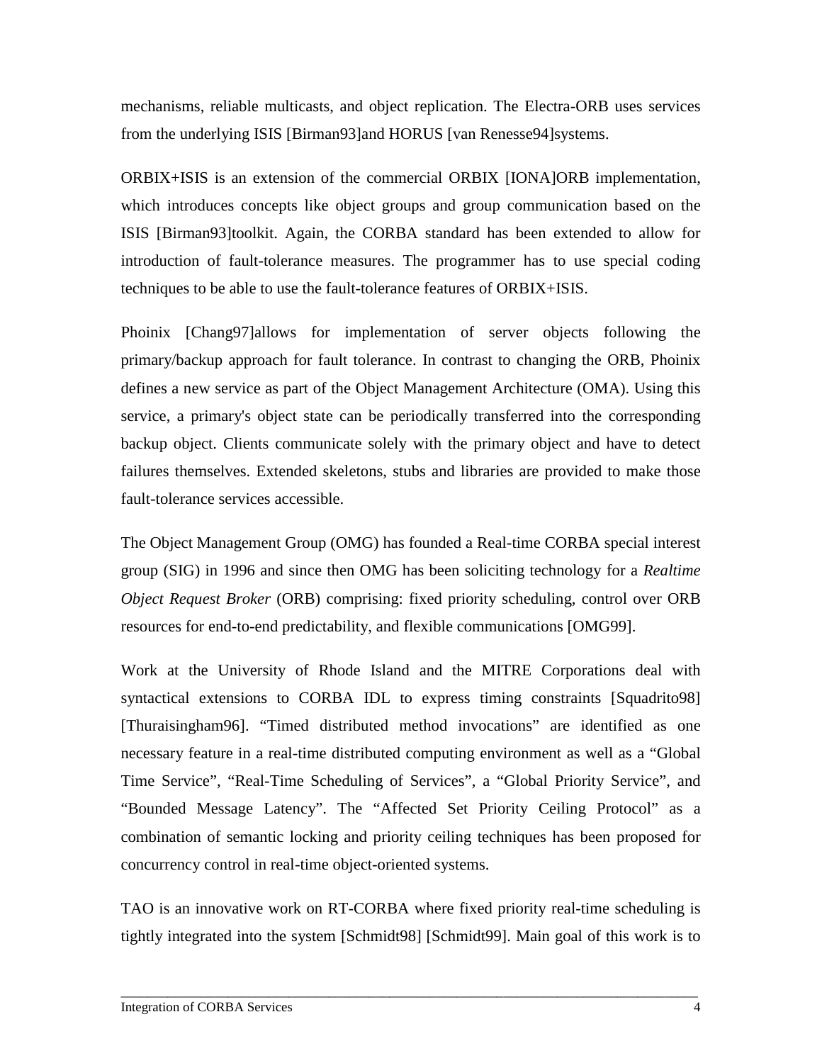mechanisms, reliable multicasts, and object replication. The Electra-ORB uses services from the underlying ISIS [Birman93]and HORUS [van Renesse94]systems.

ORBIX+ISIS is an extension of the commercial ORBIX [IONA]ORB implementation, which introduces concepts like object groups and group communication based on the ISIS [Birman93]toolkit. Again, the CORBA standard has been extended to allow for introduction of fault-tolerance measures. The programmer has to use special coding techniques to be able to use the fault-tolerance features of ORBIX+ISIS.

Phoinix [Chang97]allows for implementation of server objects following the primary/backup approach for fault tolerance. In contrast to changing the ORB, Phoinix defines a new service as part of the Object Management Architecture (OMA). Using this service, a primary's object state can be periodically transferred into the corresponding backup object. Clients communicate solely with the primary object and have to detect failures themselves. Extended skeletons, stubs and libraries are provided to make those fault-tolerance services accessible.

The Object Management Group (OMG) has founded a Real-time CORBA special interest group (SIG) in 1996 and since then OMG has been soliciting technology for a *Realtime Object Request Broker* (ORB) comprising: fixed priority scheduling, control over ORB resources for end-to-end predictability, and flexible communications [OMG99].

Work at the University of Rhode Island and the MITRE Corporations deal with syntactical extensions to CORBA IDL to express timing constraints [Squadrito98] [Thuraisingham96]. "Timed distributed method invocations" are identified as one necessary feature in a real-time distributed computing environment as well as a "Global Time Service", "Real-Time Scheduling of Services", a "Global Priority Service", and "Bounded Message Latency". The "Affected Set Priority Ceiling Protocol" as a combination of semantic locking and priority ceiling techniques has been proposed for concurrency control in real-time object-oriented systems.

TAO is an innovative work on RT-CORBA where fixed priority real-time scheduling is tightly integrated into the system [Schmidt98] [Schmidt99]. Main goal of this work is to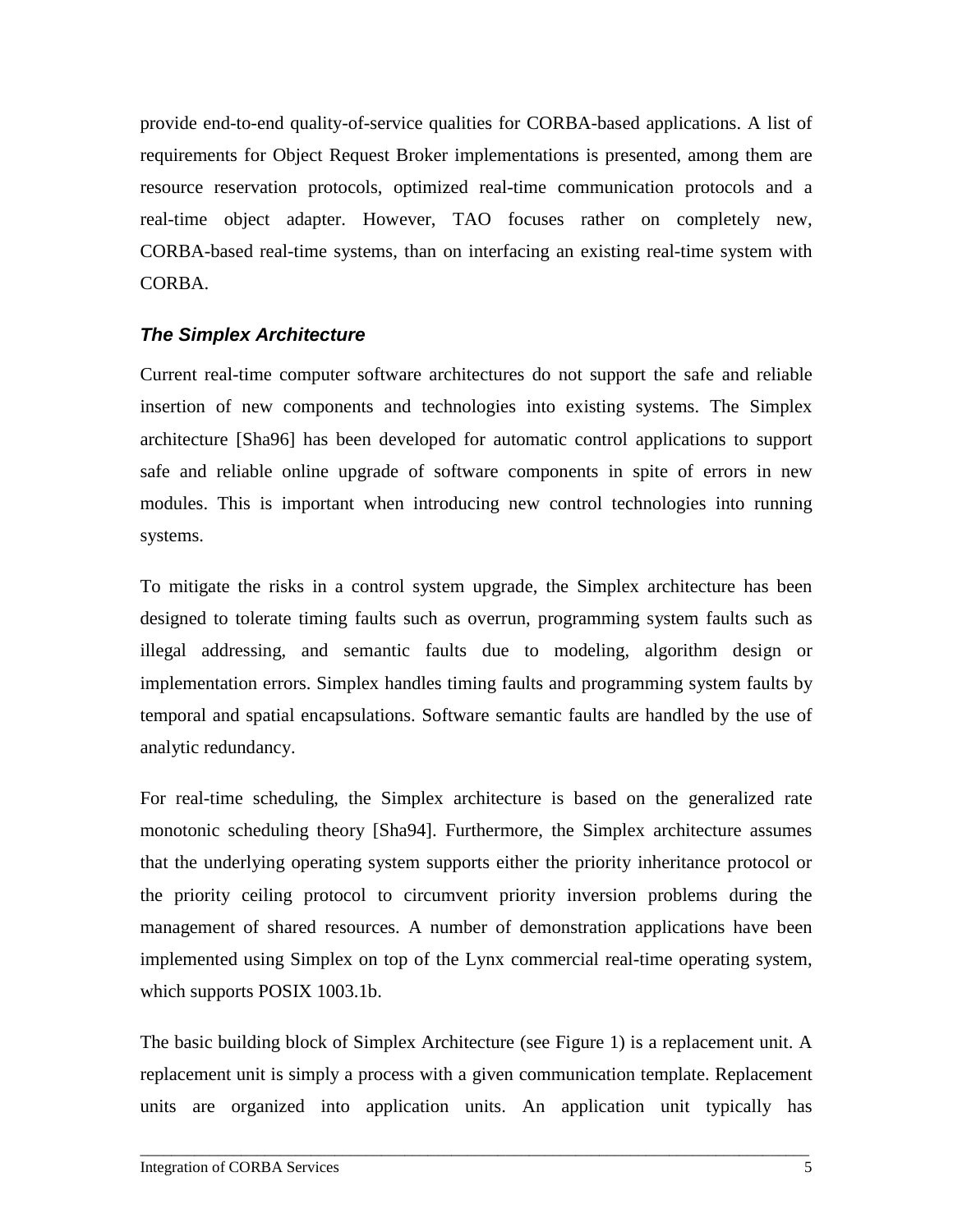provide end-to-end quality-of-service qualities for CORBA-based applications. A list of requirements for Object Request Broker implementations is presented, among them are resource reservation protocols, optimized real-time communication protocols and a real-time object adapter. However, TAO focuses rather on completely new, CORBA-based real-time systems, than on interfacing an existing real-time system with CORBA.

### *The Simplex Architecture*

Current real-time computer software architectures do not support the safe and reliable insertion of new components and technologies into existing systems. The Simplex architecture [Sha96] has been developed for automatic control applications to support safe and reliable online upgrade of software components in spite of errors in new modules. This is important when introducing new control technologies into running systems.

To mitigate the risks in a control system upgrade, the Simplex architecture has been designed to tolerate timing faults such as overrun, programming system faults such as illegal addressing, and semantic faults due to modeling, algorithm design or implementation errors. Simplex handles timing faults and programming system faults by temporal and spatial encapsulations. Software semantic faults are handled by the use of analytic redundancy.

For real-time scheduling, the Simplex architecture is based on the generalized rate monotonic scheduling theory [Sha94]. Furthermore, the Simplex architecture assumes that the underlying operating system supports either the priority inheritance protocol or the priority ceiling protocol to circumvent priority inversion problems during the management of shared resources. A number of demonstration applications have been implemented using Simplex on top of the Lynx commercial real-time operating system, which supports POSIX 1003.1b.

The basic building block of Simplex Architecture (see Figure 1) is a replacement unit. A replacement unit is simply a process with a given communication template. Replacement units are organized into application units. An application unit typically has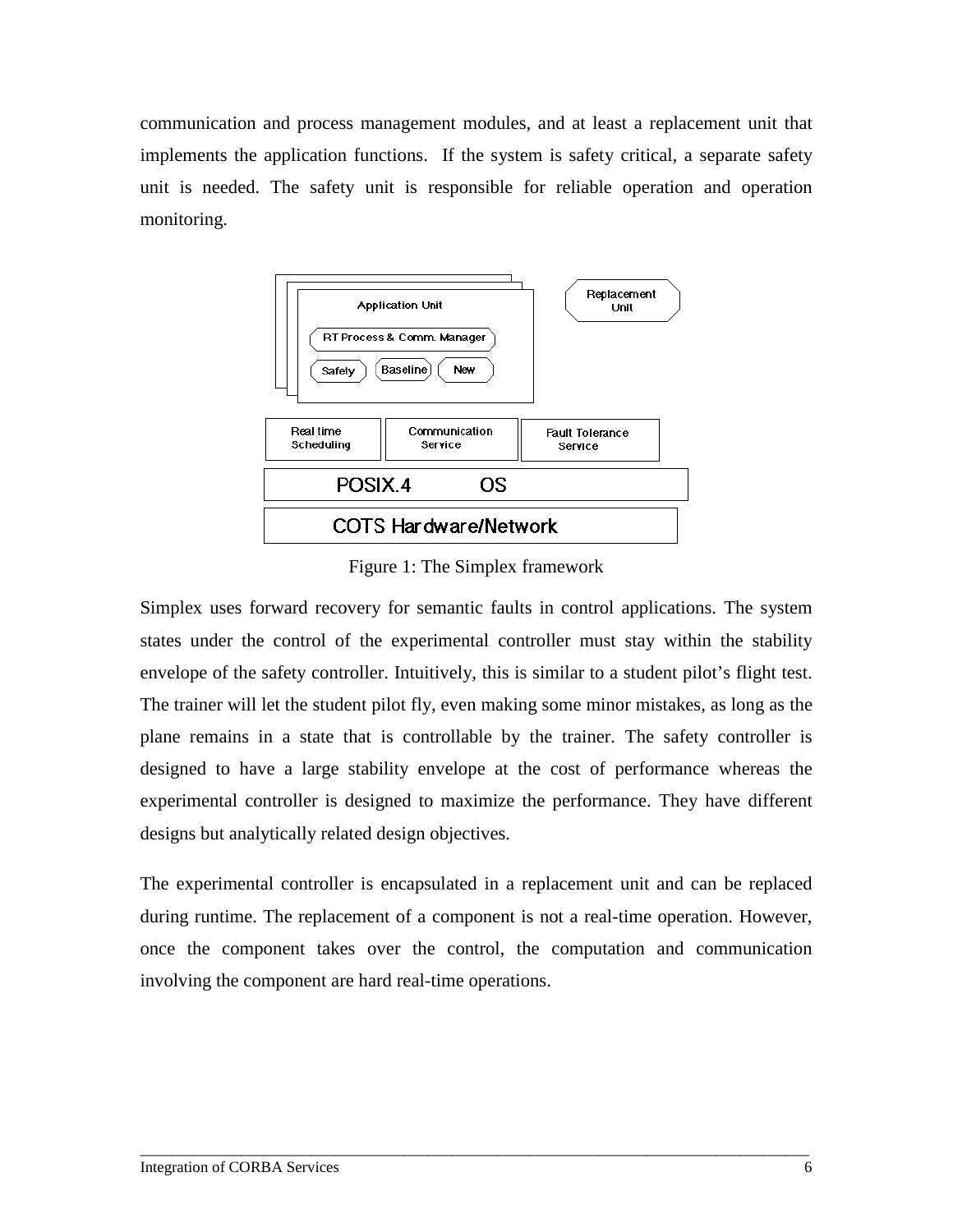communication and process management modules, and at least a replacement unit that implements the application functions. If the system is safety critical, a separate safety unit is needed. The safety unit is responsible for reliable operation and operation monitoring.

Figure 1: The Simplex framework

Simplex uses forward recovery for semantic faults in control applications. The system states under the control of the experimental controller must stay within the stability envelope of the safety controller. Intuitively, this is similar to a student pilot's flight test. The trainer will let the student pilot fly, even making some minor mistakes, as long as the plane remains in a state that is controllable by the trainer. The safety controller is designed to have a large stability envelope at the cost of performance whereas the experimental controller is designed to maximize the performance. They have different designs but analytically related design objectives.

The experimental controller is encapsulated in a replacement unit and can be replaced during runtime. The replacement of a component is not a real-time operation. However, once the component takes over the control, the computation and communication involving the component are hard real-time operations.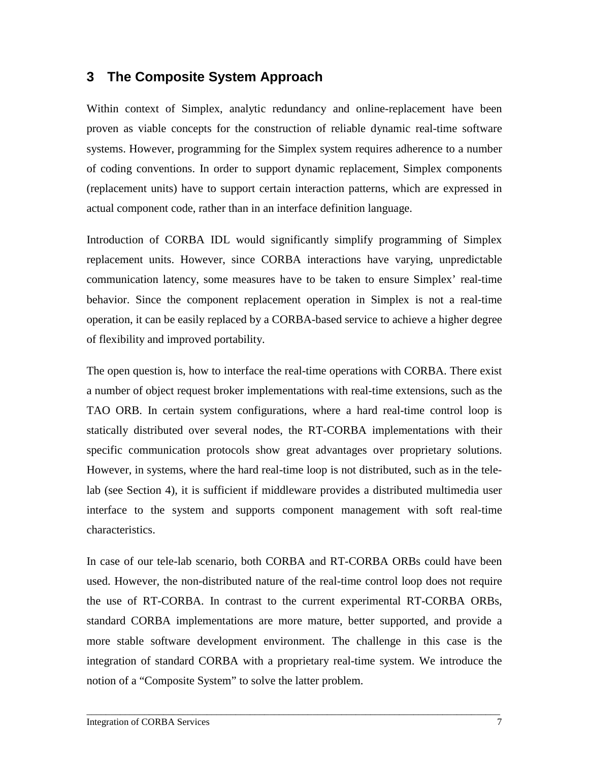## 3 The Composite System Approach

Within context of Simplex, analytic redundancy and online-replacement have been proven as viable concepts for the construction of reliable dynamic real-time software systems. However, programming for the Simplex system requires adherence to a number of coding conventions. In order to support dynamic replacement, Simplex components (replacement units) have to support certain interaction patterns, which are expressed in actual component code, rather than in an interface definition language.

Introduction of CORBA IDL would significantly simplify programming of Simplex replacement units. However, since CORBA interactions have varying, unpredictable communication latency, some measures have to be taken to ensure Simplex' real-time behavior. Since the component replacement operation in Simplex is not a real-time operation, it can be easily replaced by a CORBA-based service to achieve a higher degree of flexibility and improved portability.

The open question is, how to interface the real-time operations with CORBA. There exist a number of object request broker implementations with real-time extensions, such as the TAO ORB. In certain system configurations, where a hard real-time control loop is statically distributed over several nodes, the RT-CORBA implementations with their specific communication protocols show great advantages over proprietary solutions. However, in systems, where the hard real-time loop is not distributed, such as in the tele-lab (see Section 4), it is sufficient if middleware provides a distributed multimedia user interface to the system and supports component management with soft real-time characteristics.

In case of our tele-lab scenario, both CORBA and RT-CORBA ORBs could have been used. However, the non-distributed nature of the real-time control loop does not require the use of RT-CORBA. In contrast to the current experimental RT-CORBA ORBs, standard CORBA implementations are more mature, better supported, and provide a more stable software development environment. The challenge in this case is the integration of standard CORBA with a proprietary real-time system. We introduce the notion of a "Composite System" to solve the latter problem.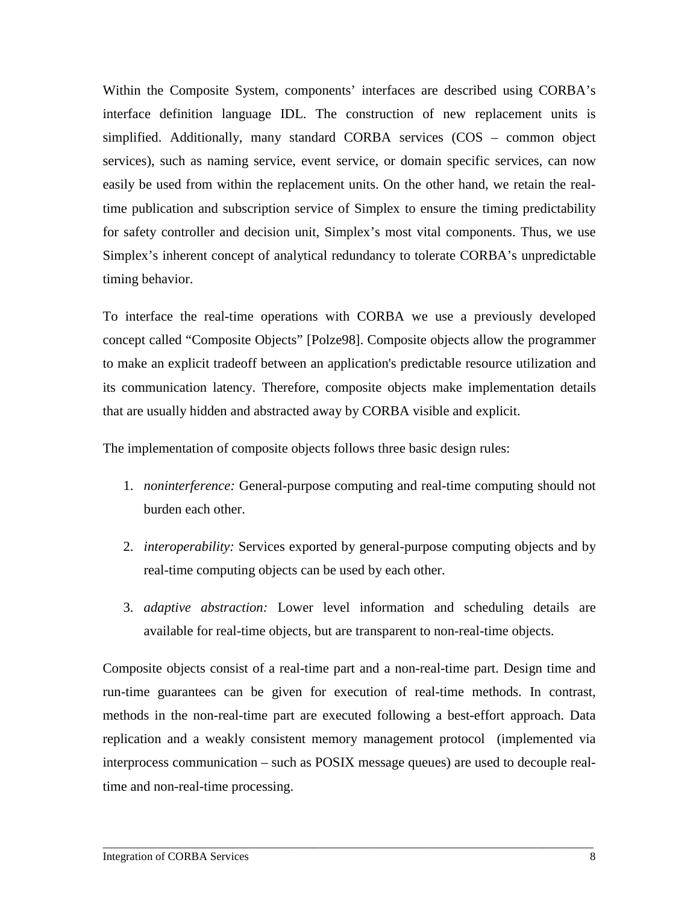Within the Composite System, components' interfaces are described using CORBA's interface definition language IDL. The construction of new replacement units is simplified. Additionally, many standard CORBA services (COS – common object services), such as naming service, event service, or domain specific services, can now easily be used from within the replacement units. On the other hand, we retain the real-time publication and subscription service of Simplex to ensure the timing predictability for safety controller and decision unit, Simplex's most vital components. Thus, we use Simplex's inherent concept of analytical redundancy to tolerate CORBA's unpredictable timing behavior.

To interface the real-time operations with CORBA we use a previously developed concept called "Composite Objects" [Polze98]. Composite objects allow the programmer to make an explicit tradeoff between an application's predictable resource utilization and its communication latency. Therefore, composite objects make implementation details that are usually hidden and abstracted away by CORBA visible and explicit.

The implementation of composite objects follows three basic design rules:

1. *noninterference:* General-purpose computing and real-time computing should not burden each other.
2. *interoperability:* Services exported by general-purpose computing objects and by real-time computing objects can be used by each other.
3. *adaptive abstraction:* Lower level information and scheduling details are available for real-time objects, but are transparent to non-real-time objects.

Composite objects consist of a real-time part and a non-real-time part. Design time and run-time guarantees can be given for execution of real-time methods. In contrast, methods in the non-real-time part are executed following a best-effort approach. Data replication and a weakly consistent memory management protocol (implemented via interprocess communication – such as POSIX message queues) are used to decouple real-time and non-real-time processing.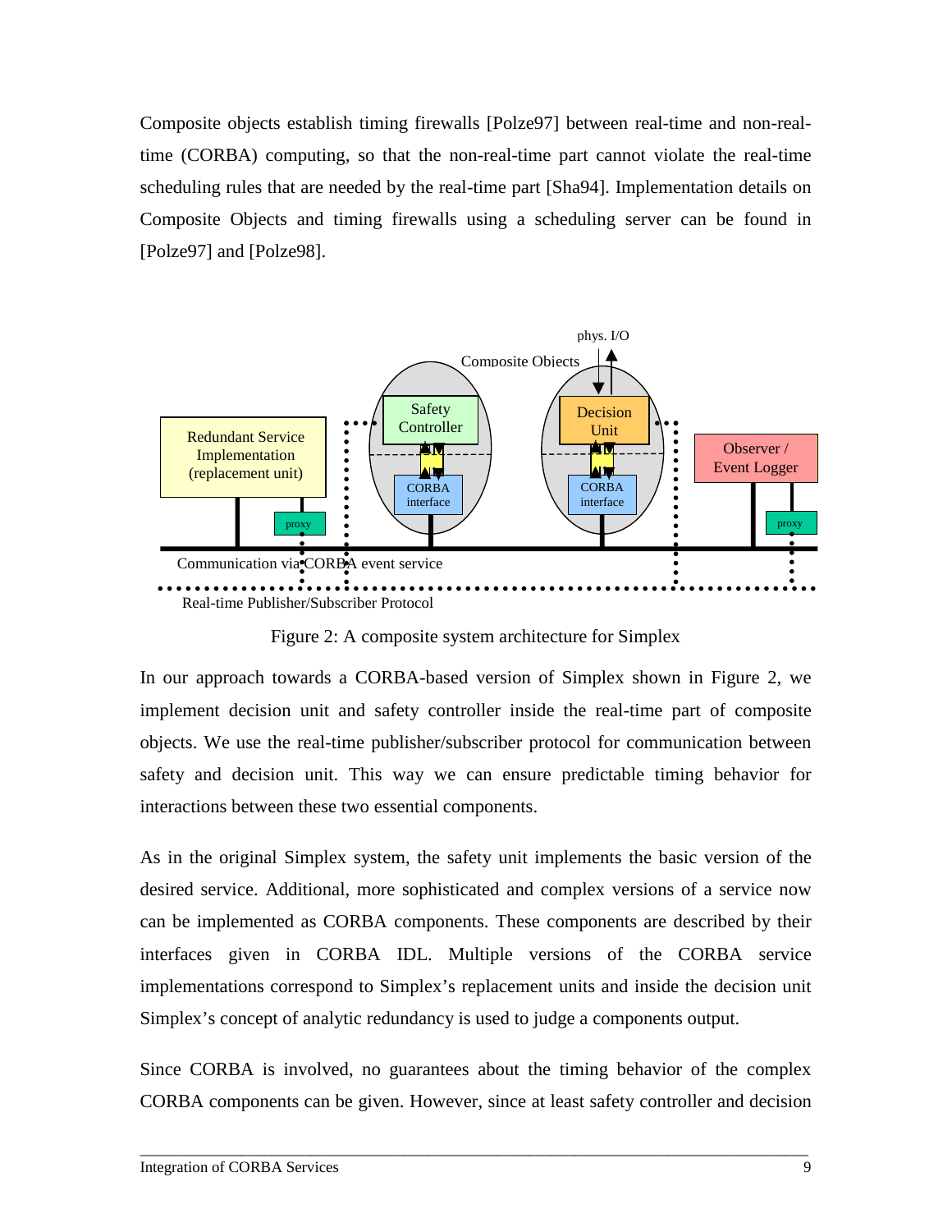Composite objects establish timing firewalls [Polze97] between real-time and non-real-time (CORBA) computing, so that the non-real-time part cannot violate the real-time scheduling rules that are needed by the real-time part [Sha94]. Implementation details on Composite Objects and timing firewalls using a scheduling server can be found in [Polze97] and [Polze98].

Figure 2: A composite system architecture for Simplex

In our approach towards a CORBA-based version of Simplex shown in Figure 2, we implement decision unit and safety controller inside the real-time part of composite objects. We use the real-time publisher/subscriber protocol for communication between safety and decision unit. This way we can ensure predictable timing behavior for interactions between these two essential components.

As in the original Simplex system, the safety unit implements the basic version of the desired service. Additional, more sophisticated and complex versions of a service now can be implemented as CORBA components. These components are described by their interfaces given in CORBA IDL. Multiple versions of the CORBA service implementations correspond to Simplex's replacement units and inside the decision unit Simplex's concept of analytic redundancy is used to judge a components output.

Since CORBA is involved, no guarantees about the timing behavior of the complex CORBA components can be given. However, since at least safety controller and decision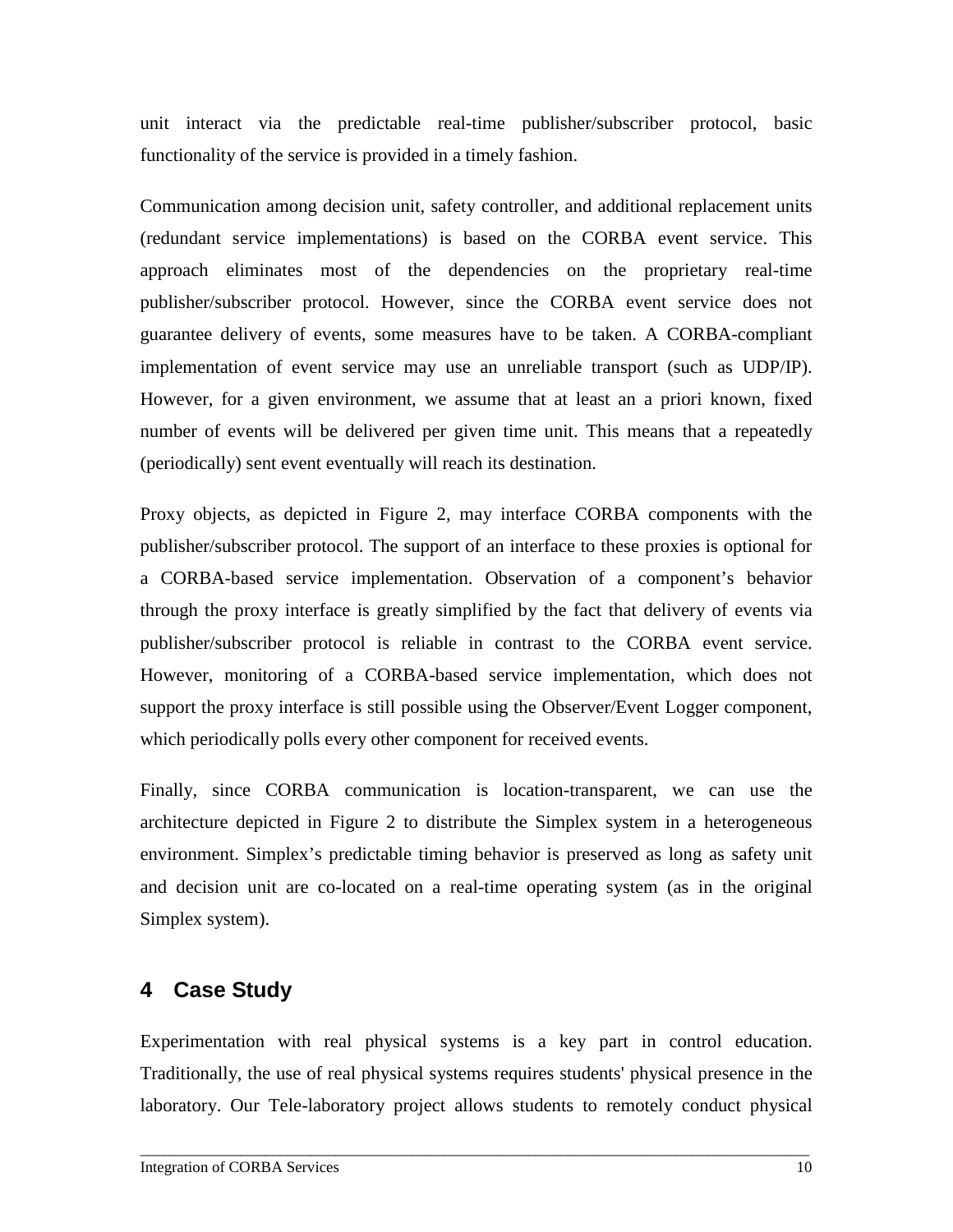unit interact via the predictable real-time publisher/subscriber protocol, basic functionality of the service is provided in a timely fashion.

Communication among decision unit, safety controller, and additional replacement units (redundant service implementations) is based on the CORBA event service. This approach eliminates most of the dependencies on the proprietary real-time publisher/subscriber protocol. However, since the CORBA event service does not guarantee delivery of events, some measures have to be taken. A CORBA-compliant implementation of event service may use an unreliable transport (such as UDP/IP). However, for a given environment, we assume that at least an a priori known, fixed number of events will be delivered per given time unit. This means that a repeatedly (periodically) sent event eventually will reach its destination.

Proxy objects, as depicted in Figure 2, may interface CORBA components with the publisher/subscriber protocol. The support of an interface to these proxies is optional for a CORBA-based service implementation. Observation of a component's behavior through the proxy interface is greatly simplified by the fact that delivery of events via publisher/subscriber protocol is reliable in contrast to the CORBA event service. However, monitoring of a CORBA-based service implementation, which does not support the proxy interface is still possible using the Observer/Event Logger component, which periodically polls every other component for received events.

Finally, since CORBA communication is location-transparent, we can use the architecture depicted in Figure 2 to distribute the Simplex system in a heterogeneous environment. Simplex's predictable timing behavior is preserved as long as safety unit and decision unit are co-located on a real-time operating system (as in the original Simplex system).

## 4 Case Study

Experimentation with real physical systems is a key part in control education. Traditionally, the use of real physical systems requires students' physical presence in the laboratory. Our Tele-laboratory project allows students to remotely conduct physical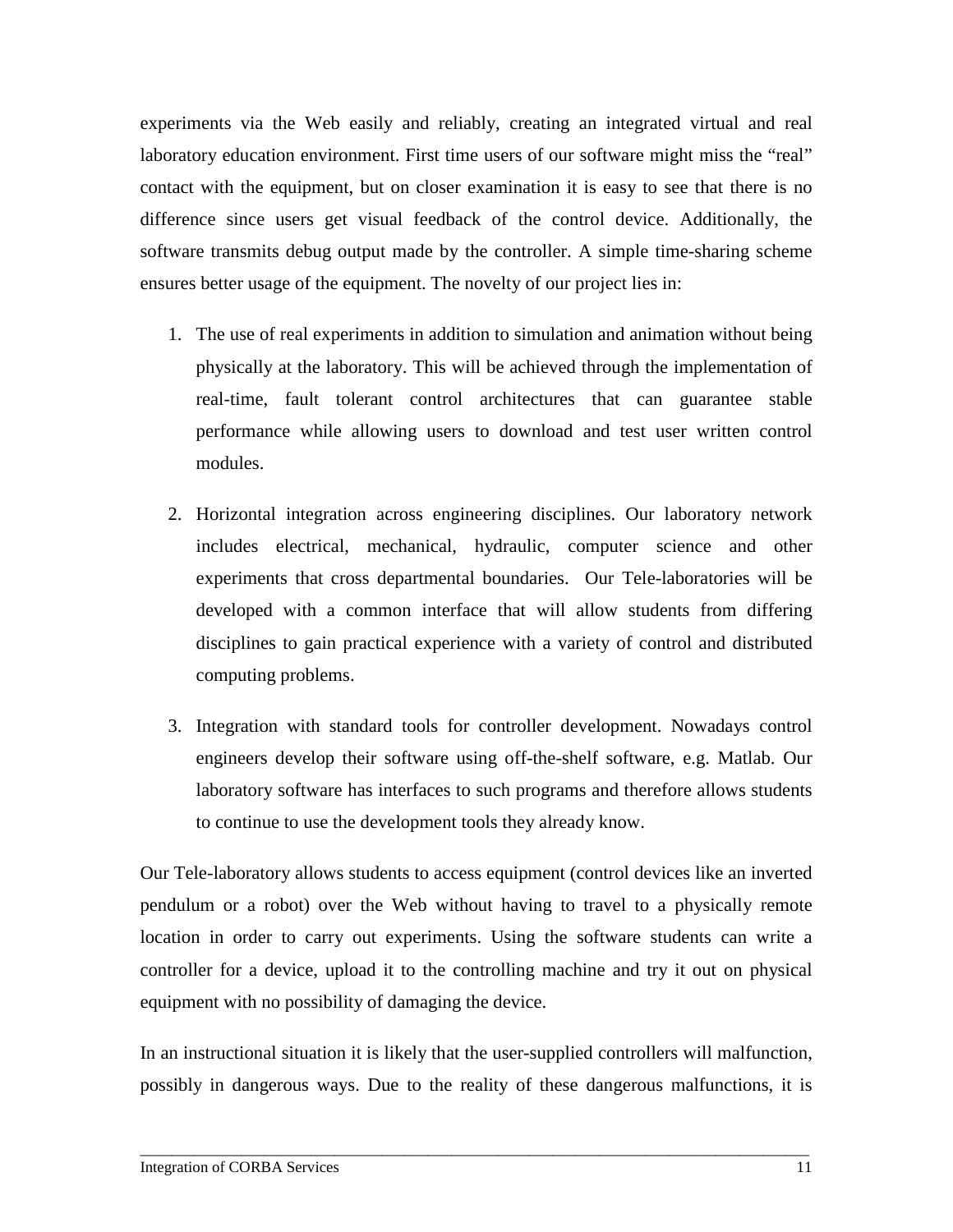experiments via the Web easily and reliably, creating an integrated virtual and real laboratory education environment. First time users of our software might miss the "real" contact with the equipment, but on closer examination it is easy to see that there is no difference since users get visual feedback of the control device. Additionally, the software transmits debug output made by the controller. A simple time-sharing scheme ensures better usage of the equipment. The novelty of our project lies in:

1. The use of real experiments in addition to simulation and animation without being physically at the laboratory. This will be achieved through the implementation of real-time, fault tolerant control architectures that can guarantee stable performance while allowing users to download and test user written control modules.

2. Horizontal integration across engineering disciplines. Our laboratory network includes electrical, mechanical, hydraulic, computer science and other experiments that cross departmental boundaries. Our Tele-laboratories will be developed with a common interface that will allow students from differing disciplines to gain practical experience with a variety of control and distributed computing problems.

3. Integration with standard tools for controller development. Nowadays control engineers develop their software using off-the-shelf software, e.g. Matlab. Our laboratory software has interfaces to such programs and therefore allows students to continue to use the development tools they already know.

Our Tele-laboratory allows students to access equipment (control devices like an inverted pendulum or a robot) over the Web without having to travel to a physically remote location in order to carry out experiments. Using the software students can write a controller for a device, upload it to the controlling machine and try it out on physical equipment with no possibility of damaging the device.

In an instructional situation it is likely that the user-supplied controllers will malfunction, possibly in dangerous ways. Due to the reality of these dangerous malfunctions, it is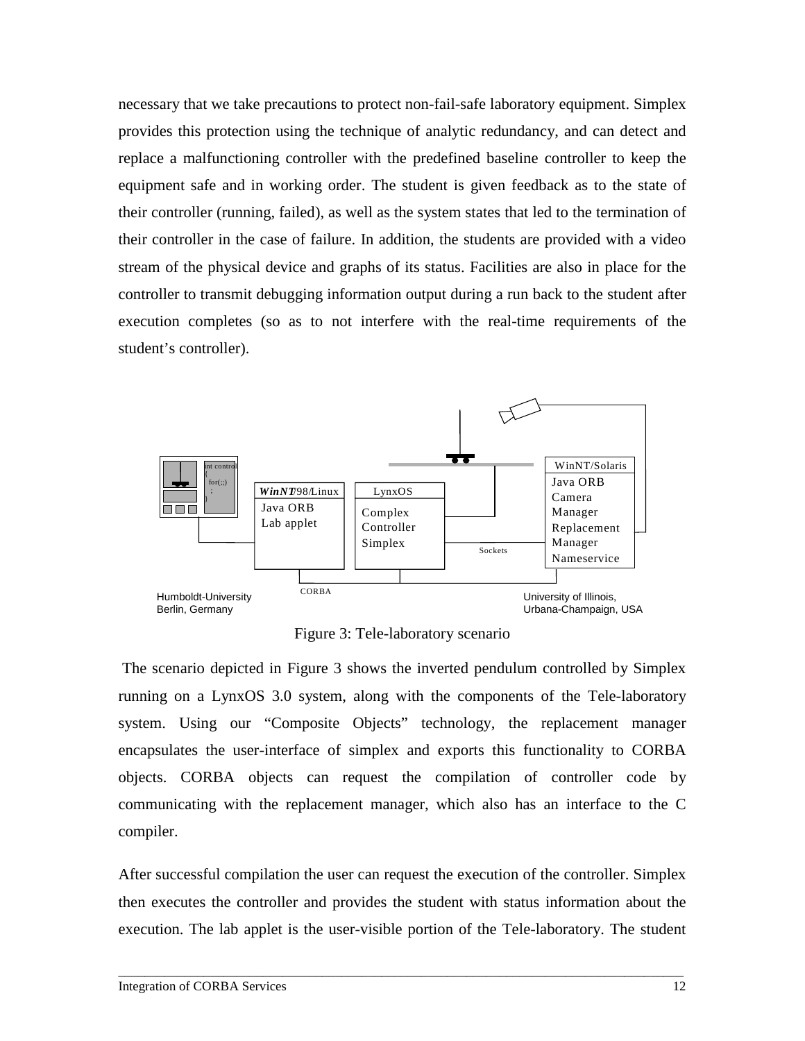necessary that we take precautions to protect non-fail-safe laboratory equipment. Simplex provides this protection using the technique of analytic redundancy, and can detect and replace a malfunctioning controller with the predefined baseline controller to keep the equipment safe and in working order. The student is given feedback as to the state of their controller (running, failed), as well as the system states that led to the termination of their controller in the case of failure. In addition, the students are provided with a video stream of the physical device and graphs of its status. Facilities are also in place for the controller to transmit debugging information output during a run back to the student after execution completes (so as to not interfere with the real-time requirements of the student's controller).

Figure 3: Tele-laboratory scenario

The scenario depicted in Figure 3 shows the inverted pendulum controlled by Simplex running on a LynxOS 3.0 system, along with the components of the Tele-laboratory system. Using our "Composite Objects" technology, the replacement manager encapsulates the user-interface of simplex and exports this functionality to CORBA objects. CORBA objects can request the compilation of controller code by communicating with the replacement manager, which also has an interface to the C compiler.

After successful compilation the user can request the execution of the controller. Simplex then executes the controller and provides the student with status information about the execution. The lab applet is the user-visible portion of the Tele-laboratory. The student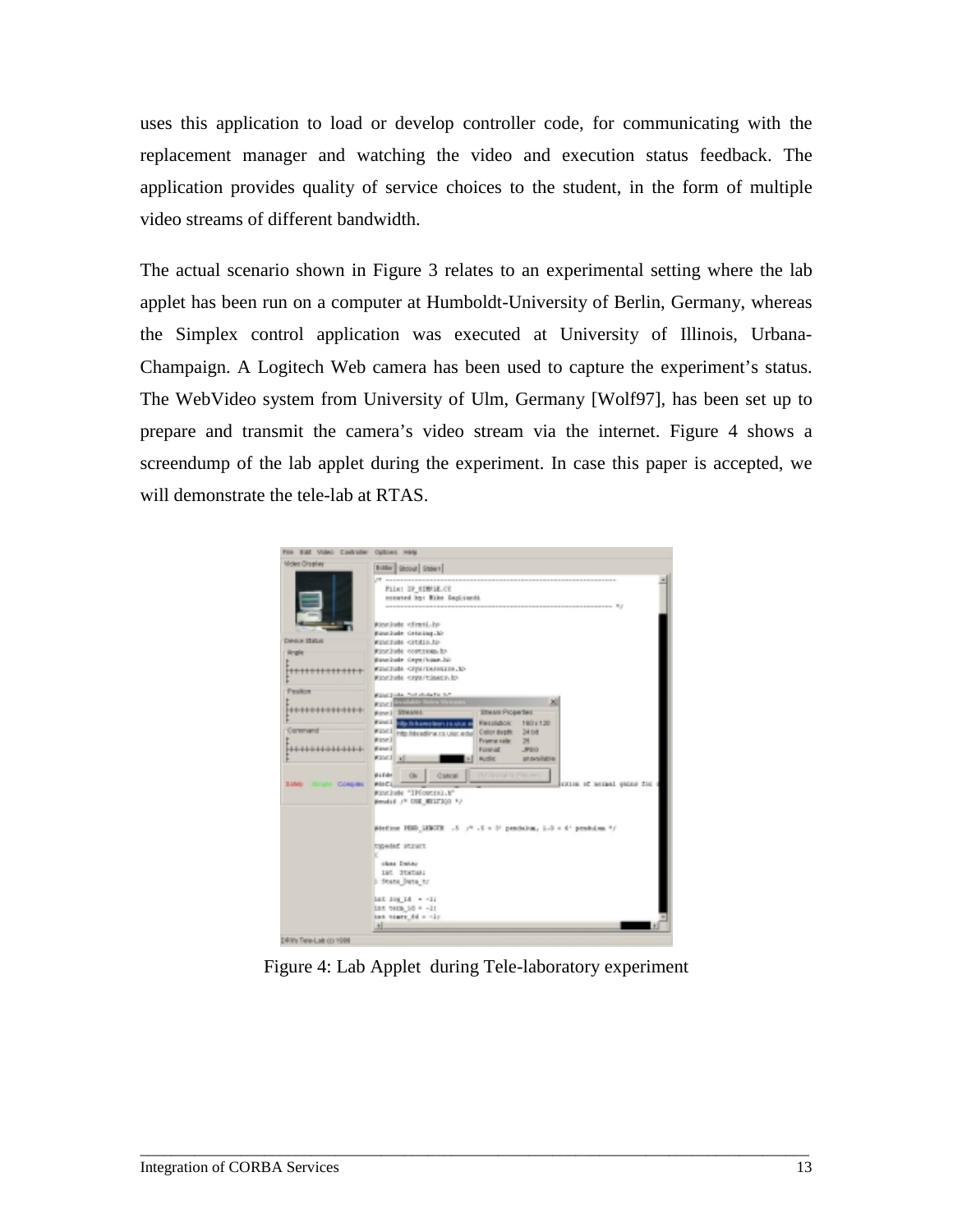uses this application to load or develop controller code, for communicating with the replacement manager and watching the video and execution status feedback. The application provides quality of service choices to the student, in the form of multiple video streams of different bandwidth.

The actual scenario shown in Figure 3 relates to an experimental setting where the lab applet has been run on a computer at Humboldt-University of Berlin, Germany, whereas the Simplex control application was executed at University of Illinois, Urbana-Champaign. A Logitech Web camera has been used to capture the experiment's status. The WebVideo system from University of Ulm, Germany [Wolf97], has been set up to prepare and transmit the camera's video stream via the internet. Figure 4 shows a screendump of the lab applet during the experiment. In case this paper is accepted, we will demonstrate the tele-lab at RTAS.

Figure 4: Lab Applet during Tele-laboratory experiment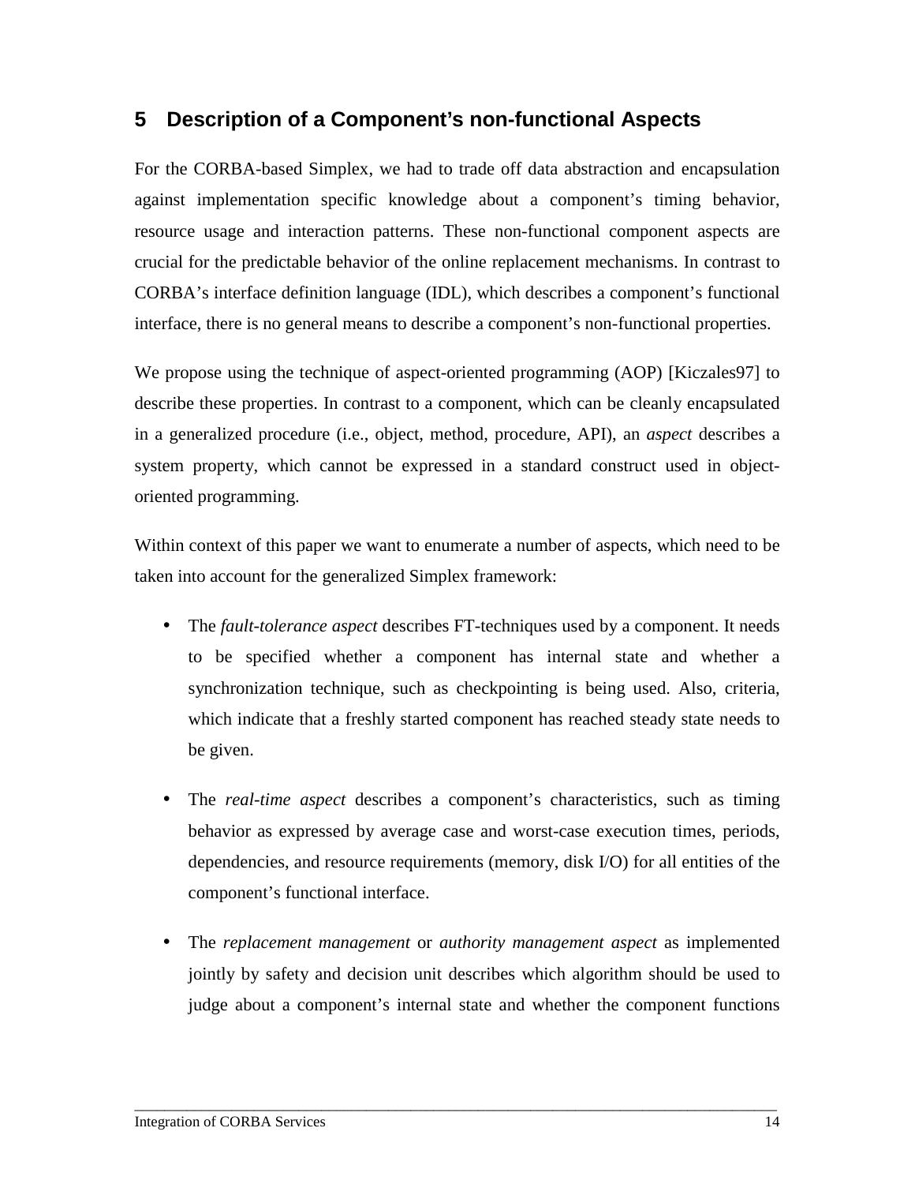## 5 Description of a Component's non-functional Aspects

For the CORBA-based Simplex, we had to trade off data abstraction and encapsulation against implementation specific knowledge about a component's timing behavior, resource usage and interaction patterns. These non-functional component aspects are crucial for the predictable behavior of the online replacement mechanisms. In contrast to CORBA's interface definition language (IDL), which describes a component's functional interface, there is no general means to describe a component's non-functional properties.

We propose using the technique of aspect-oriented programming (AOP) [Kiczales97] to describe these properties. In contrast to a component, which can be cleanly encapsulated in a generalized procedure (i.e., object, method, procedure, API), an *aspect* describes a system property, which cannot be expressed in a standard construct used in object-oriented programming.

Within context of this paper we want to enumerate a number of aspects, which need to be taken into account for the generalized Simplex framework:

- The *fault-tolerance aspect* describes FT-techniques used by a component. It needs to be specified whether a component has internal state and whether a synchronization technique, such as checkpointing is being used. Also, criteria, which indicate that a freshly started component has reached steady state needs to be given.
- The *real-time aspect* describes a component's characteristics, such as timing behavior as expressed by average case and worst-case execution times, periods, dependencies, and resource requirements (memory, disk I/O) for all entities of the component's functional interface.
- The *replacement management* or *authority management aspect* as implemented jointly by safety and decision unit describes which algorithm should be used to judge about a component's internal state and whether the component functions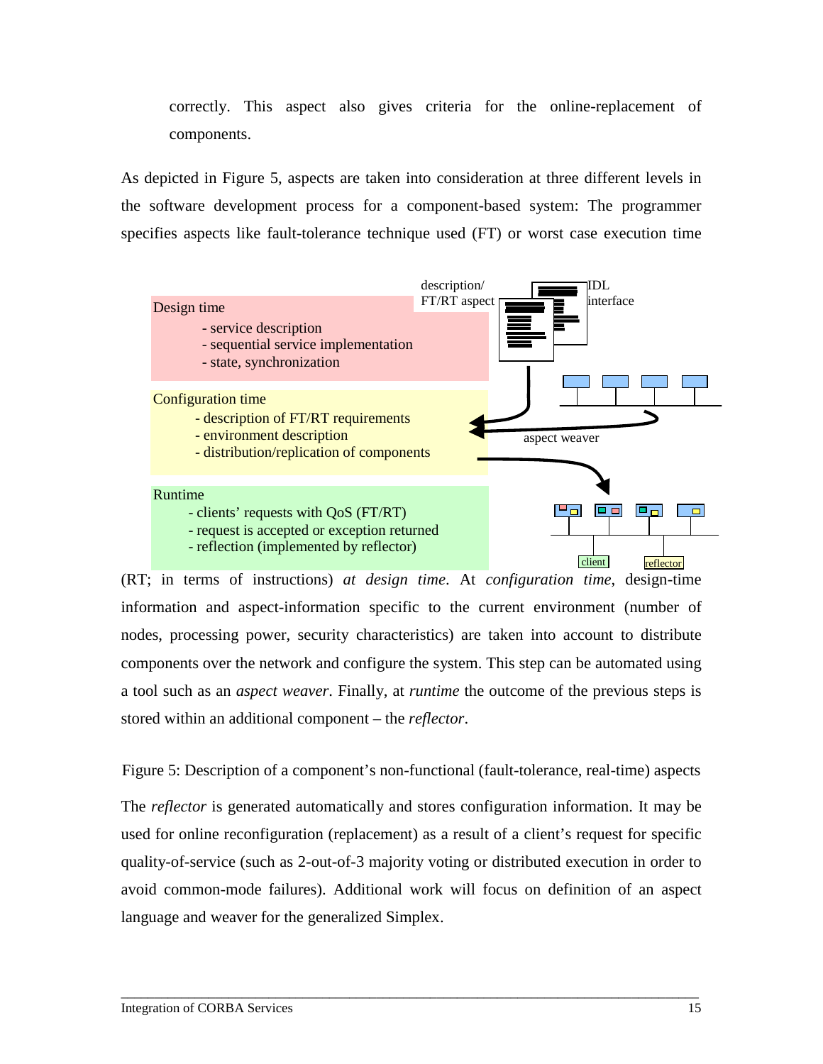correctly. This aspect also gives criteria for the online-replacement of components.

As depicted in Figure 5, aspects are taken into consideration at three different levels in the software development process for a component-based system: The programmer specifies aspects like fault-tolerance technique used (FT) or worst case execution time (RT; in terms of instructions) *at design time*. At *configuration time*, design-time information and aspect-information specific to the current environment (number of nodes, processing power, security characteristics) are taken into account to distribute components over the network and configure the system. This step can be automated using a tool such as an *aspect weaver*. Finally, at *runtime* the outcome of the previous steps is stored within an additional component – the *reflector*.

Design time
- service description
- sequential service implementation
- state, synchronization

Configuration time
- description of FT/RT requirements
- environment description
- distribution/replication of components

Runtime
- clients' requests with QoS (FT/RT)
- request is accepted or exception returned
- reflection (implemented by reflector)

description/ FT/RT aspect — IDL interface — aspect weaver — client — reflector

Figure 5: Description of a component's non-functional (fault-tolerance, real-time) aspects

The *reflector* is generated automatically and stores configuration information. It may be used for online reconfiguration (replacement) as a result of a client's request for specific quality-of-service (such as 2-out-of-3 majority voting or distributed execution in order to avoid common-mode failures). Additional work will focus on definition of an aspect language and weaver for the generalized Simplex.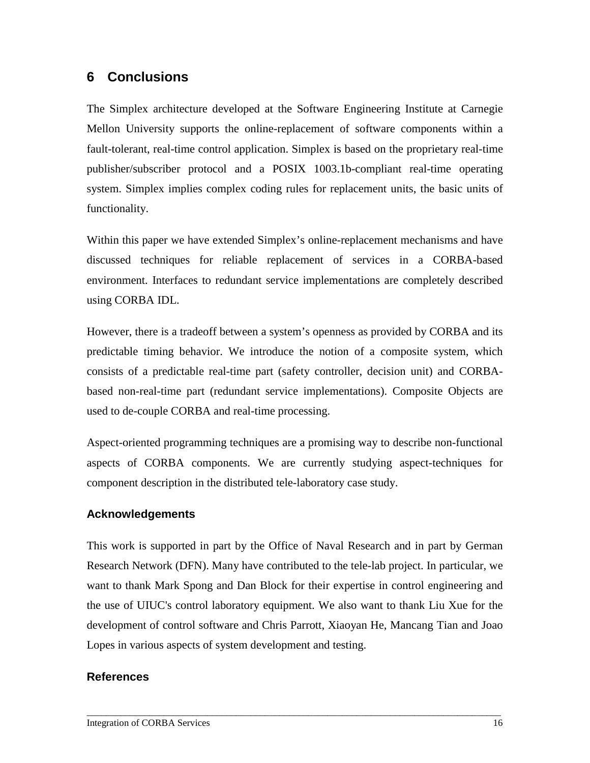## 6 Conclusions

The Simplex architecture developed at the Software Engineering Institute at Carnegie Mellon University supports the online-replacement of software components within a fault-tolerant, real-time control application. Simplex is based on the proprietary real-time publisher/subscriber protocol and a POSIX 1003.1b-compliant real-time operating system. Simplex implies complex coding rules for replacement units, the basic units of functionality.

Within this paper we have extended Simplex's online-replacement mechanisms and have discussed techniques for reliable replacement of services in a CORBA-based environment. Interfaces to redundant service implementations are completely described using CORBA IDL.

However, there is a tradeoff between a system's openness as provided by CORBA and its predictable timing behavior. We introduce the notion of a composite system, which consists of a predictable real-time part (safety controller, decision unit) and CORBA-based non-real-time part (redundant service implementations). Composite Objects are used to de-couple CORBA and real-time processing.

Aspect-oriented programming techniques are a promising way to describe non-functional aspects of CORBA components. We are currently studying aspect-techniques for component description in the distributed tele-laboratory case study.

### Acknowledgements

This work is supported in part by the Office of Naval Research and in part by German Research Network (DFN). Many have contributed to the tele-lab project. In particular, we want to thank Mark Spong and Dan Block for their expertise in control engineering and the use of UIUC's control laboratory equipment. We also want to thank Liu Xue for the development of control software and Chris Parrott, Xiaoyan He, Mancang Tian and Joao Lopes in various aspects of system development and testing.

### References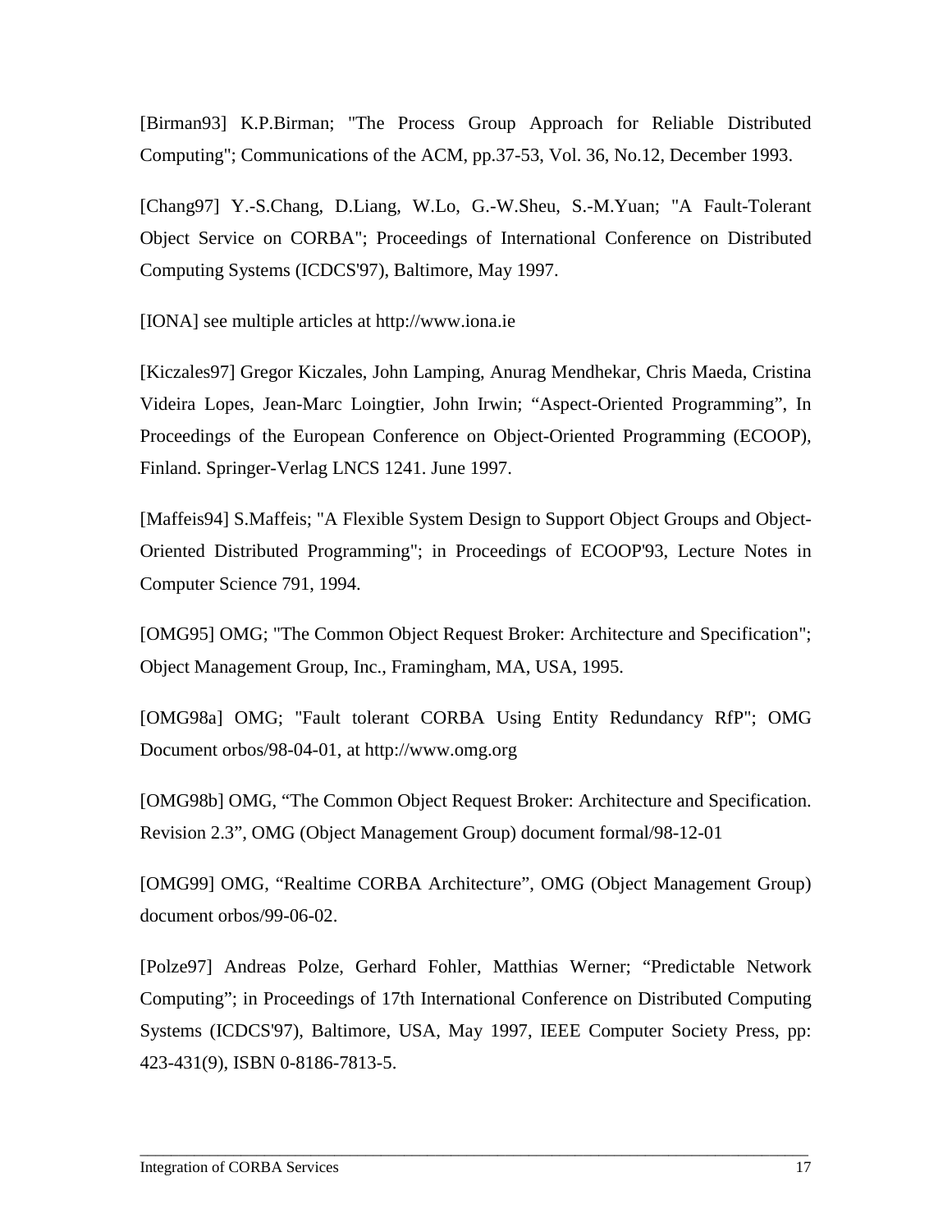[Birman93] K.P.Birman; "The Process Group Approach for Reliable Distributed Computing"; Communications of the ACM, pp.37-53, Vol. 36, No.12, December 1993.

[Chang97] Y.-S.Chang, D.Liang, W.Lo, G.-W.Sheu, S.-M.Yuan; "A Fault-Tolerant Object Service on CORBA"; Proceedings of International Conference on Distributed Computing Systems (ICDCS'97), Baltimore, May 1997.

[IONA] see multiple articles at http://www.iona.ie

[Kiczales97] Gregor Kiczales, John Lamping, Anurag Mendhekar, Chris Maeda, Cristina Videira Lopes, Jean-Marc Loingtier, John Irwin; "Aspect-Oriented Programming", In Proceedings of the European Conference on Object-Oriented Programming (ECOOP), Finland. Springer-Verlag LNCS 1241. June 1997.

[Maffeis94] S.Maffeis; "A Flexible System Design to Support Object Groups and Object-Oriented Distributed Programming"; in Proceedings of ECOOP'93, Lecture Notes in Computer Science 791, 1994.

[OMG95] OMG; "The Common Object Request Broker: Architecture and Specification"; Object Management Group, Inc., Framingham, MA, USA, 1995.

[OMG98a] OMG; "Fault tolerant CORBA Using Entity Redundancy RfP"; OMG Document orbos/98-04-01, at http://www.omg.org

[OMG98b] OMG, "The Common Object Request Broker: Architecture and Specification. Revision 2.3", OMG (Object Management Group) document formal/98-12-01

[OMG99] OMG, "Realtime CORBA Architecture", OMG (Object Management Group) document orbos/99-06-02.

[Polze97] Andreas Polze, Gerhard Fohler, Matthias Werner; "Predictable Network Computing"; in Proceedings of 17th International Conference on Distributed Computing Systems (ICDCS'97), Baltimore, USA, May 1997, IEEE Computer Society Press, pp: 423-431(9), ISBN 0-8186-7813-5.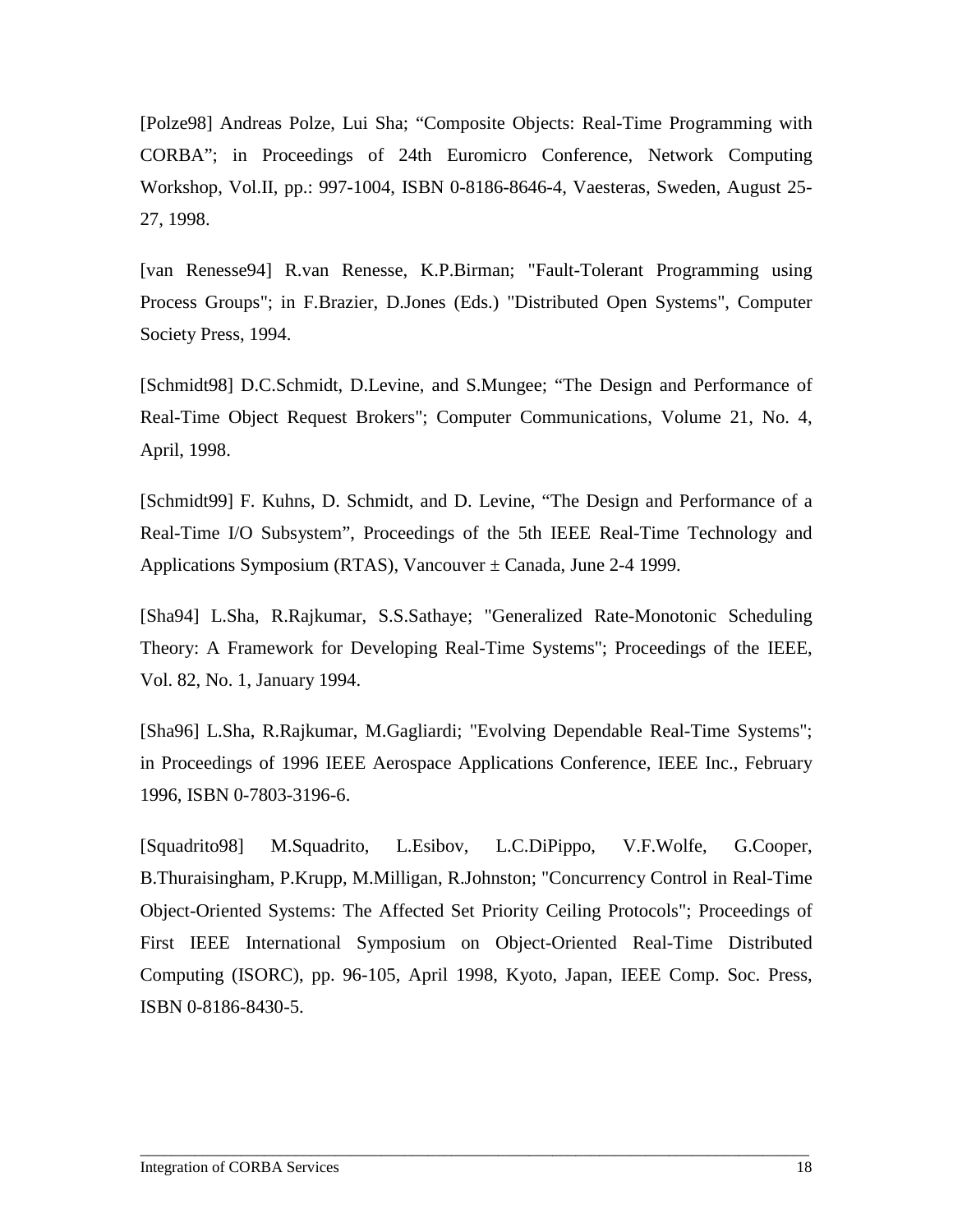[Polze98] Andreas Polze, Lui Sha; “Composite Objects: Real-Time Programming with CORBA”; in Proceedings of 24th Euromicro Conference, Network Computing Workshop, Vol.II, pp.: 997-1004, ISBN 0-8186-8646-4, Vaesteras, Sweden, August 25-27, 1998.

[van Renesse94] R.van Renesse, K.P.Birman; "Fault-Tolerant Programming using Process Groups"; in F.Brazier, D.Jones (Eds.) "Distributed Open Systems", Computer Society Press, 1994.

[Schmidt98] D.C.Schmidt, D.Levine, and S.Mungee; “The Design and Performance of Real-Time Object Request Brokers"; Computer Communications, Volume 21, No. 4, April, 1998.

[Schmidt99] F. Kuhns, D. Schmidt, and D. Levine, “The Design and Performance of a Real-Time I/O Subsystem”, Proceedings of the 5th IEEE Real-Time Technology and Applications Symposium (RTAS), Vancouver ± Canada, June 2-4 1999.

[Sha94] L.Sha, R.Rajkumar, S.S.Sathaye; "Generalized Rate-Monotonic Scheduling Theory: A Framework for Developing Real-Time Systems"; Proceedings of the IEEE, Vol. 82, No. 1, January 1994.

[Sha96] L.Sha, R.Rajkumar, M.Gagliardi; "Evolving Dependable Real-Time Systems"; in Proceedings of 1996 IEEE Aerospace Applications Conference, IEEE Inc., February 1996, ISBN 0-7803-3196-6.

[Squadrito98] M.Squadrito, L.Esibov, L.C.DiPippo, V.F.Wolfe, G.Cooper, B.Thuraisingham, P.Krupp, M.Milligan, R.Johnston; "Concurrency Control in Real-Time Object-Oriented Systems: The Affected Set Priority Ceiling Protocols"; Proceedings of First IEEE International Symposium on Object-Oriented Real-Time Distributed Computing (ISORC), pp. 96-105, April 1998, Kyoto, Japan, IEEE Comp. Soc. Press, ISBN 0-8186-8430-5.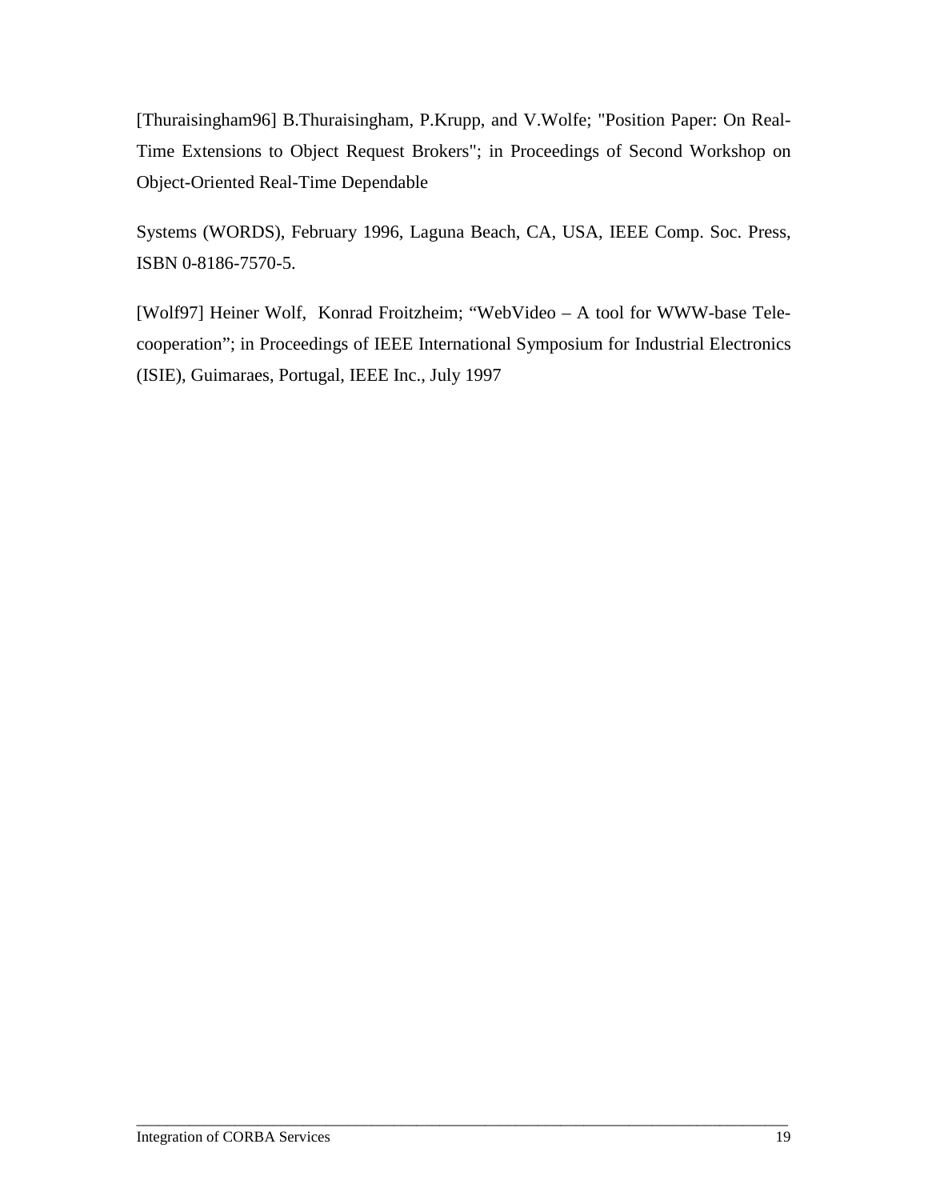[Thuraisingham96] B.Thuraisingham, P.Krupp, and V.Wolfe; "Position Paper: On Real-Time Extensions to Object Request Brokers"; in Proceedings of Second Workshop on Object-Oriented Real-Time Dependable

Systems (WORDS), February 1996, Laguna Beach, CA, USA, IEEE Comp. Soc. Press, ISBN 0-8186-7570-5.

[Wolf97] Heiner Wolf, Konrad Froitzheim; "WebVideo – A tool for WWW-base Tele-cooperation"; in Proceedings of IEEE International Symposium for Industrial Electronics (ISIE), Guimaraes, Portugal, IEEE Inc., July 1997